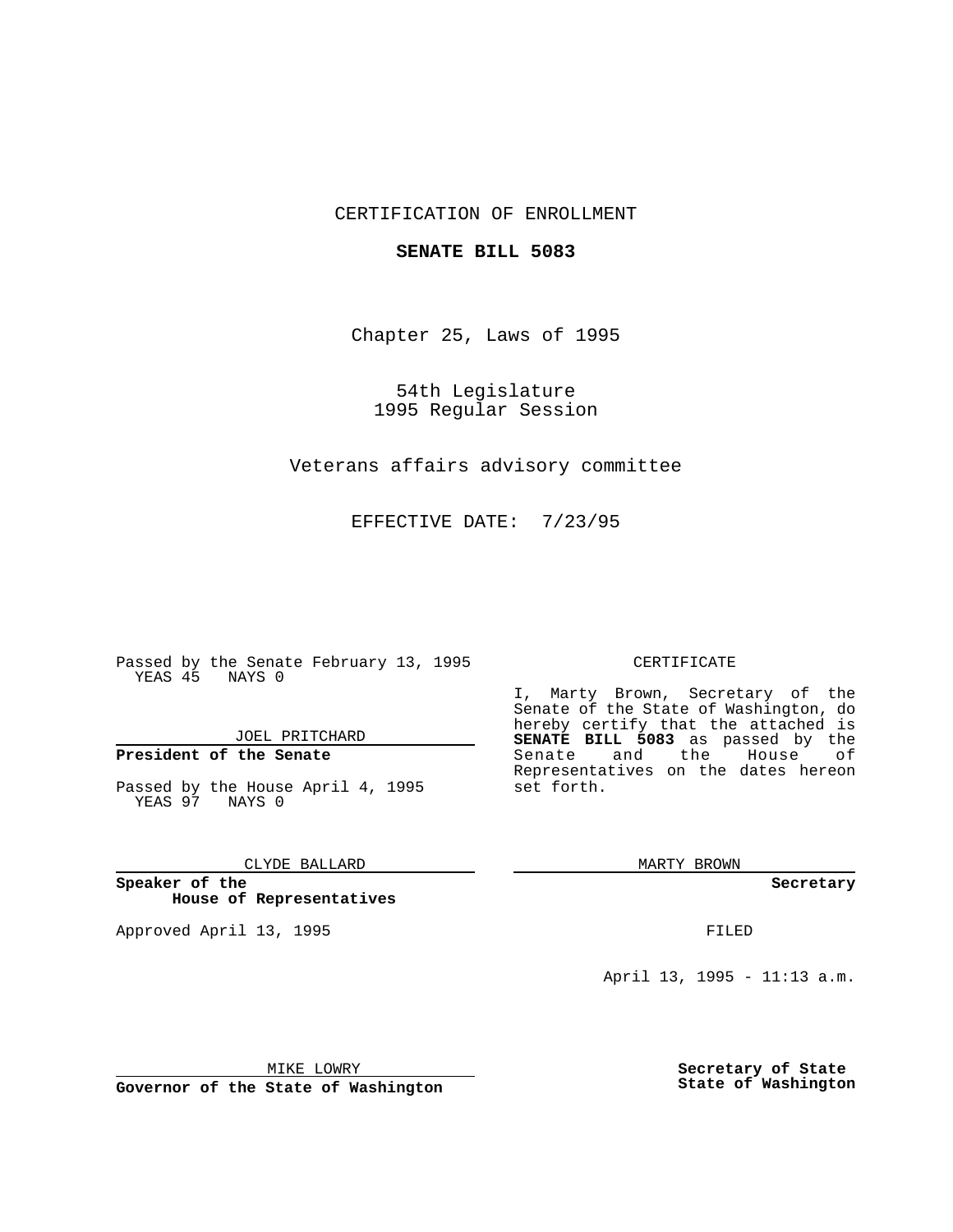CERTIFICATION OF ENROLLMENT

**SENATE BILL 5083**

Chapter 25, Laws of 1995

54th Legislature
1995 Regular Session

Veterans affairs advisory committee

EFFECTIVE DATE: 7/23/95

Passed by the Senate February 13, 1995
YEAS 45 NAYS 0

JOEL PRITCHARD

**President of the Senate**

Passed by the House April 4, 1995
YEAS 97 NAYS 0

CLYDE BALLARD

**Speaker of the House of Representatives**

Approved April 13, 1995

MIKE LOWRY

**Governor of the State of Washington**

CERTIFICATE

I, Marty Brown, Secretary of the Senate of the State of Washington, do hereby certify that the attached is **SENATE BILL 5083** as passed by the Senate and the House of Representatives on the dates hereon set forth.

MARTY BROWN

**Secretary**

FILED

April 13, 1995 - 11:13 a.m.

**Secretary of State**
**State of Washington**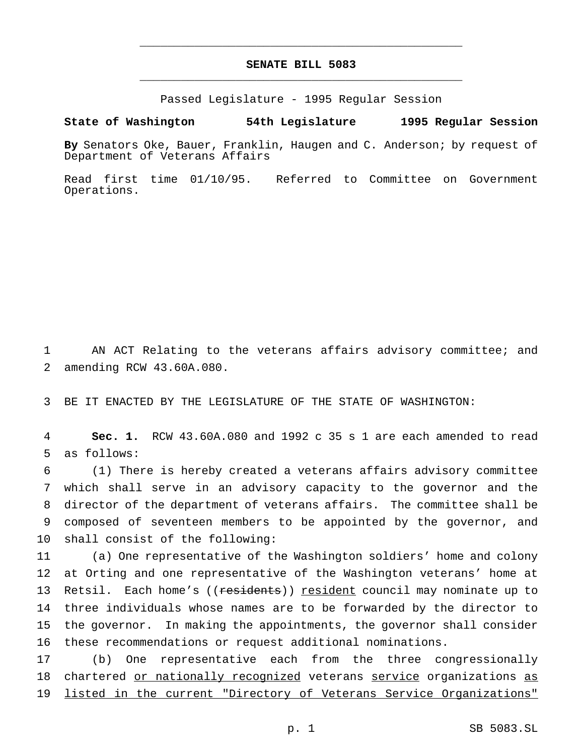# SENATE BILL 5083

Passed Legislature - 1995 Regular Session

**State of Washington 54th Legislature 1995 Regular Session**

**By** Senators Oke, Bauer, Franklin, Haugen and C. Anderson; by request of Department of Veterans Affairs

Read first time 01/10/95. Referred to Committee on Government Operations.

AN ACT Relating to the veterans affairs advisory committee; and amending RCW 43.60A.080.

BE IT ENACTED BY THE LEGISLATURE OF THE STATE OF WASHINGTON:

**Sec. 1.** RCW 43.60A.080 and 1992 c 35 s 1 are each amended to read as follows:

(1) There is hereby created a veterans affairs advisory committee which shall serve in an advisory capacity to the governor and the director of the department of veterans affairs. The committee shall be composed of seventeen members to be appointed by the governor, and shall consist of the following:

(a) One representative of the Washington soldiers' home and colony at Orting and one representative of the Washington veterans' home at Retsil. Each home's ((~~residents~~)) <u>resident</u> council may nominate up to three individuals whose names are to be forwarded by the director to the governor. In making the appointments, the governor shall consider these recommendations or request additional nominations.

(b) One representative each from the three congressionally chartered <u>or nationally recognized</u> veterans <u>service</u> organizations <u>as listed in the current "Directory of Veterans Service Organizations"</u>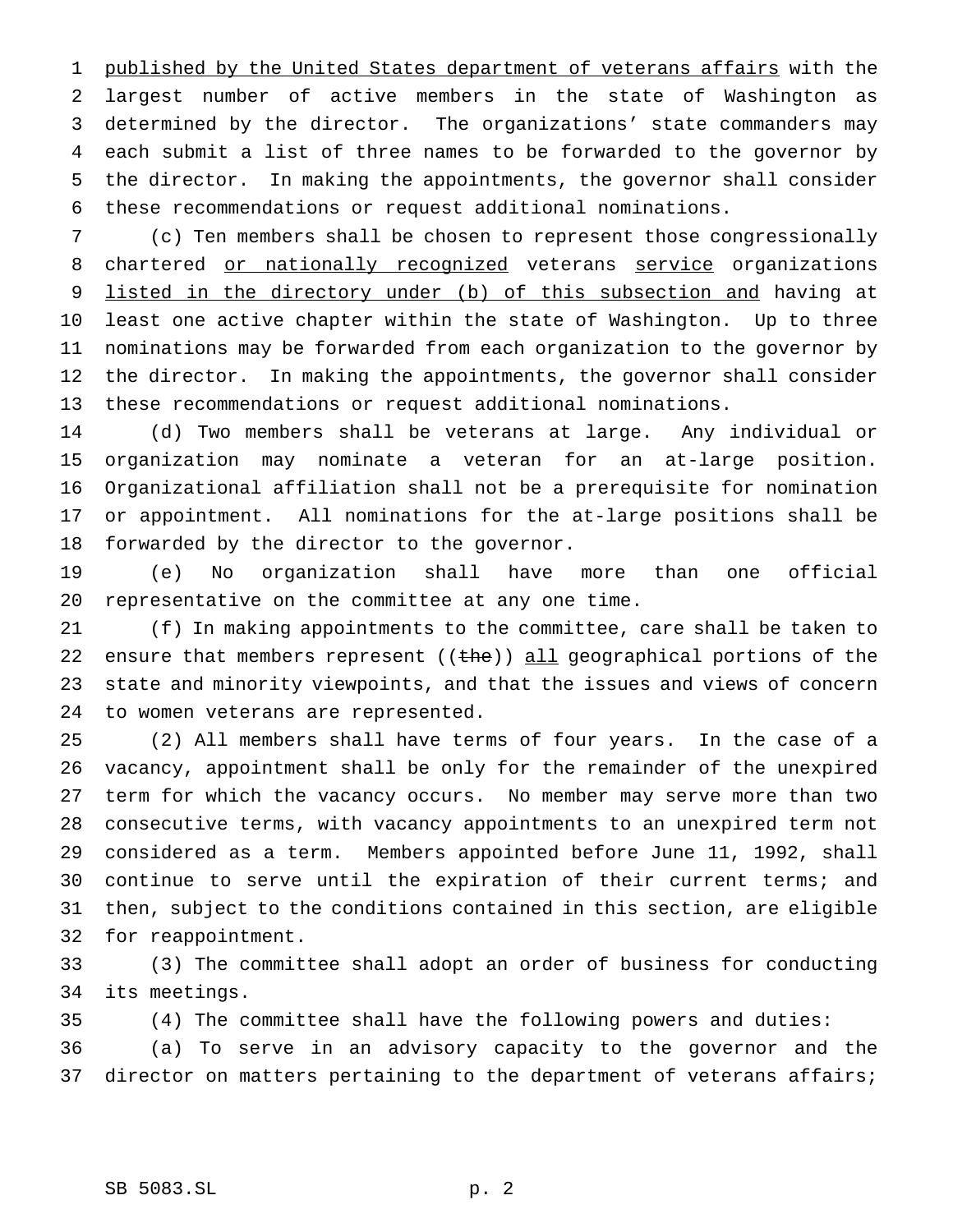published by the United States department of veterans affairs with the largest number of active members in the state of Washington as determined by the director. The organizations' state commanders may each submit a list of three names to be forwarded to the governor by the director. In making the appointments, the governor shall consider these recommendations or request additional nominations.

(c) Ten members shall be chosen to represent those congressionally chartered or nationally recognized veterans service organizations listed in the directory under (b) of this subsection and having at least one active chapter within the state of Washington. Up to three nominations may be forwarded from each organization to the governor by the director. In making the appointments, the governor shall consider these recommendations or request additional nominations.

(d) Two members shall be veterans at large. Any individual or organization may nominate a veteran for an at-large position. Organizational affiliation shall not be a prerequisite for nomination or appointment. All nominations for the at-large positions shall be forwarded by the director to the governor.

(e) No organization shall have more than one official representative on the committee at any one time.

(f) In making appointments to the committee, care shall be taken to ensure that members represent ((~~the~~)) all geographical portions of the state and minority viewpoints, and that the issues and views of concern to women veterans are represented.

(2) All members shall have terms of four years. In the case of a vacancy, appointment shall be only for the remainder of the unexpired term for which the vacancy occurs. No member may serve more than two consecutive terms, with vacancy appointments to an unexpired term not considered as a term. Members appointed before June 11, 1992, shall continue to serve until the expiration of their current terms; and then, subject to the conditions contained in this section, are eligible for reappointment.

(3) The committee shall adopt an order of business for conducting its meetings.

(4) The committee shall have the following powers and duties:

(a) To serve in an advisory capacity to the governor and the director on matters pertaining to the department of veterans affairs;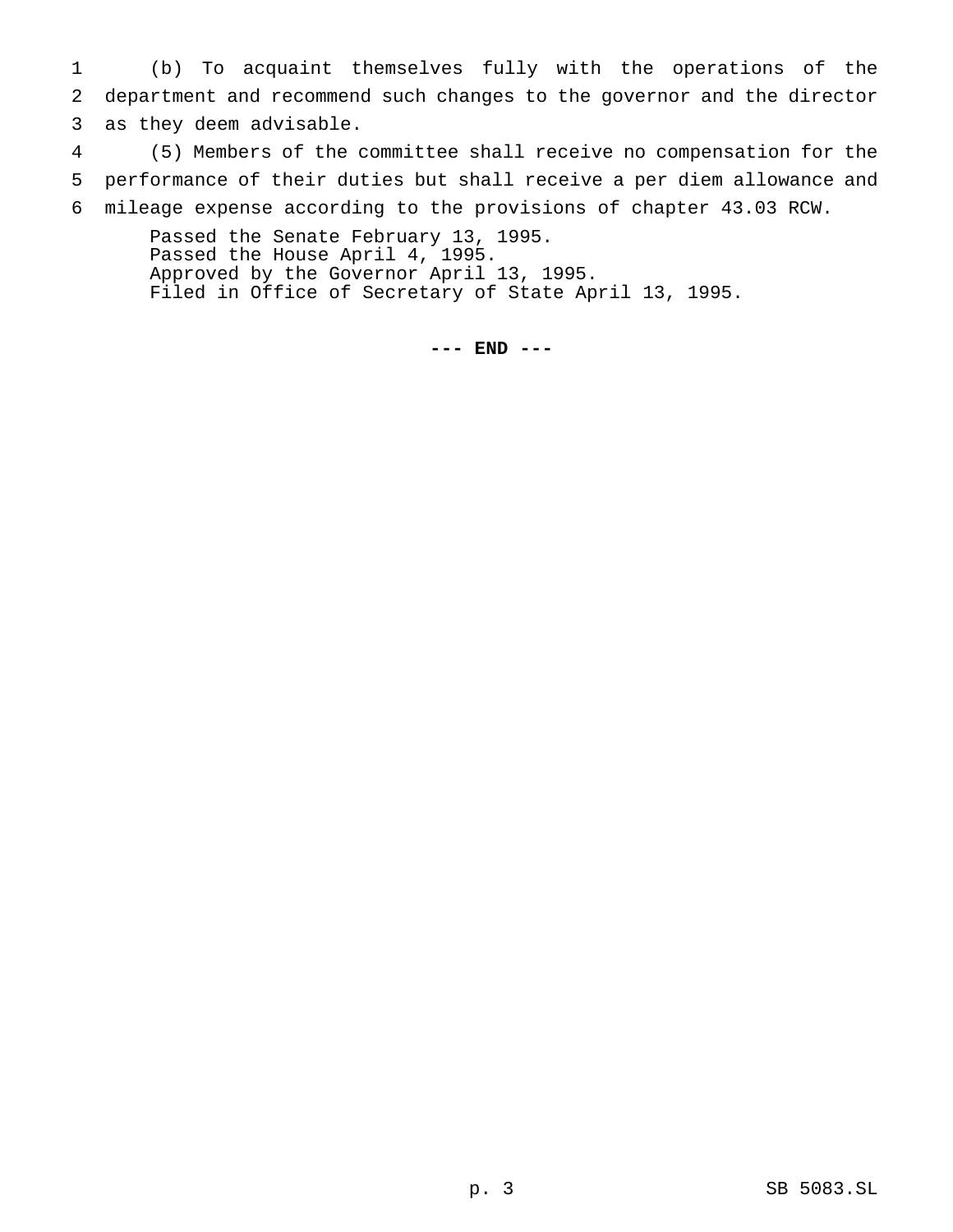(b) To acquaint themselves fully with the operations of the department and recommend such changes to the governor and the director as they deem advisable.

(5) Members of the committee shall receive no compensation for the performance of their duties but shall receive a per diem allowance and mileage expense according to the provisions of chapter 43.03 RCW.

Passed the Senate February 13, 1995.
Passed the House April 4, 1995.
Approved by the Governor April 13, 1995.
Filed in Office of Secretary of State April 13, 1995.

**--- END ---**